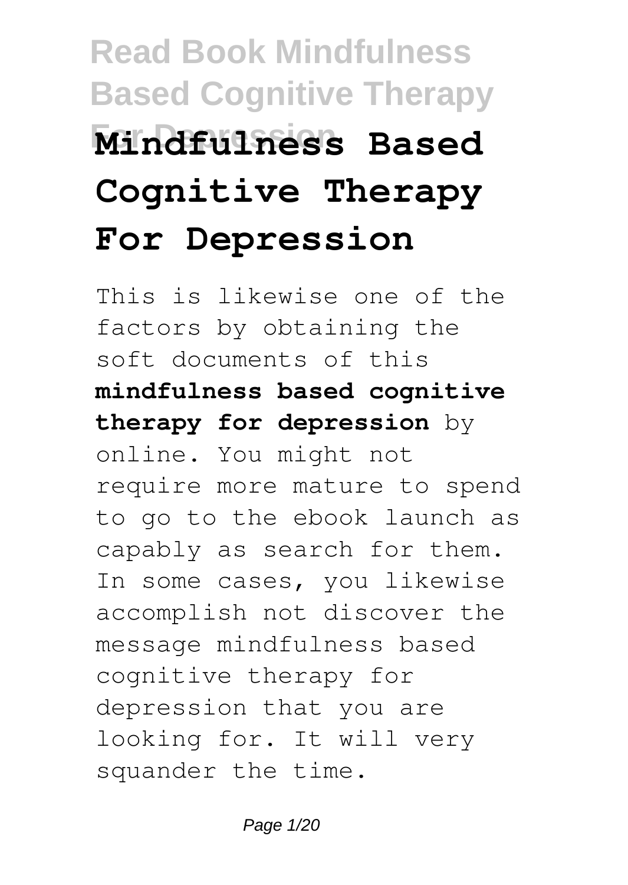# Mindfulness Based Cognitive Therapy For Depression

This is likewise one of the factors by obtaining the soft documents of this **mindfulness based cognitive therapy for depression** by online. You might not require more mature to spend to go to the ebook launch as capably as search for them. In some cases, you likewise accomplish not discover the message mindfulness based cognitive therapy for depression that you are looking for. It will very squander the time.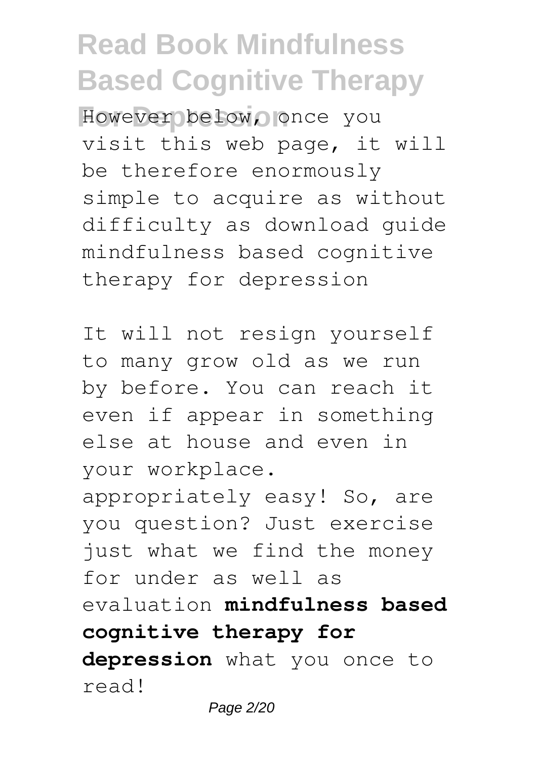However below, once you visit this web page, it will be therefore enormously simple to acquire as without difficulty as download guide mindfulness based cognitive therapy for depression

It will not resign yourself to many grow old as we run by before. You can reach it even if appear in something else at house and even in your workplace. appropriately easy! So, are you question? Just exercise just what we find the money for under as well as evaluation **mindfulness based cognitive therapy for depression** what you once to read!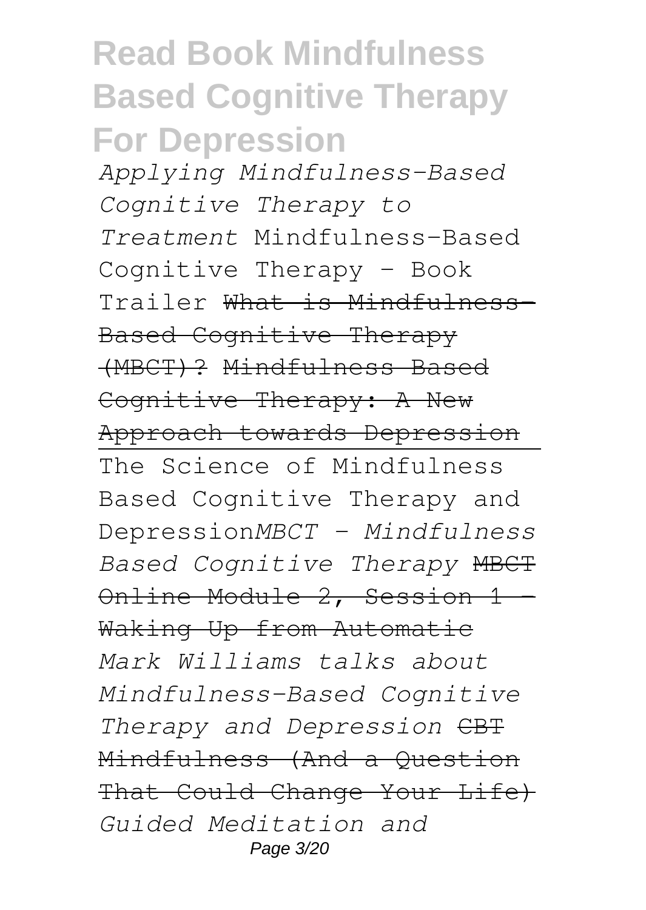*Applying Mindfulness-Based Cognitive Therapy to Treatment* Mindfulness-Based Cognitive Therapy - Book Trailer ~~What is Mindfulness-Based Cognitive Therapy (MBCT)?~~ ~~Mindfulness Based Cognitive Therapy: A New Approach towards Depression~~

The Science of Mindfulness Based Cognitive Therapy and Depression*MBCT - Mindfulness Based Cognitive Therapy* ~~MBCT Online Module 2, Session 1 - Waking Up from Automatic~~ *Mark Williams talks about Mindfulness-Based Cognitive Therapy and Depression* ~~CBT Mindfulness (And a Question That Could Change Your Life)~~ *Guided Meditation and*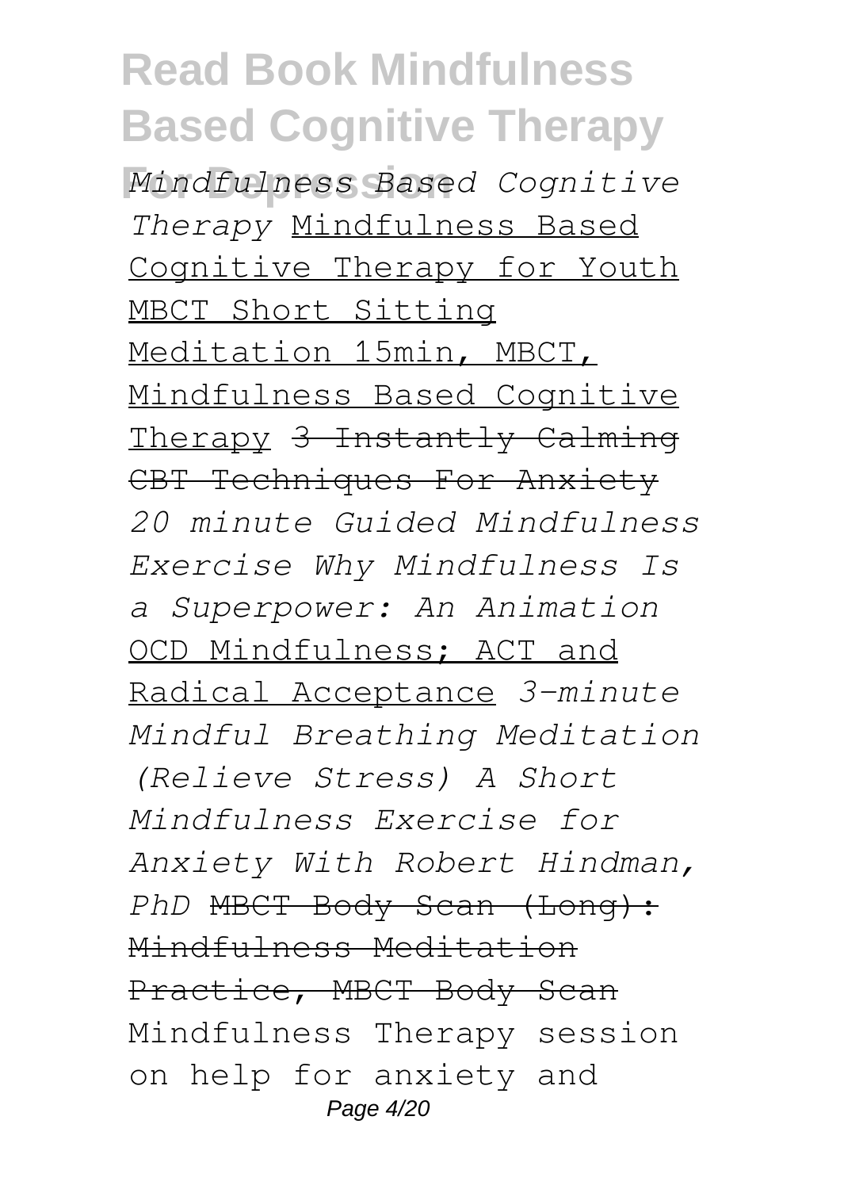*Mindfulness Based Cognitive Therapy* Mindfulness Based Cognitive Therapy for Youth MBCT Short Sitting Meditation 15min, MBCT, Mindfulness Based Cognitive Therapy ~~3 Instantly Calming CBT Techniques For Anxiety~~ *20 minute Guided Mindfulness Exercise Why Mindfulness Is a Superpower: An Animation* OCD Mindfulness; ACT and Radical Acceptance *3-minute Mindful Breathing Meditation (Relieve Stress) A Short Mindfulness Exercise for Anxiety With Robert Hindman, PhD* ~~MBCT Body Scan (Long): Mindfulness Meditation Practice, MBCT Body Scan~~ Mindfulness Therapy session on help for anxiety and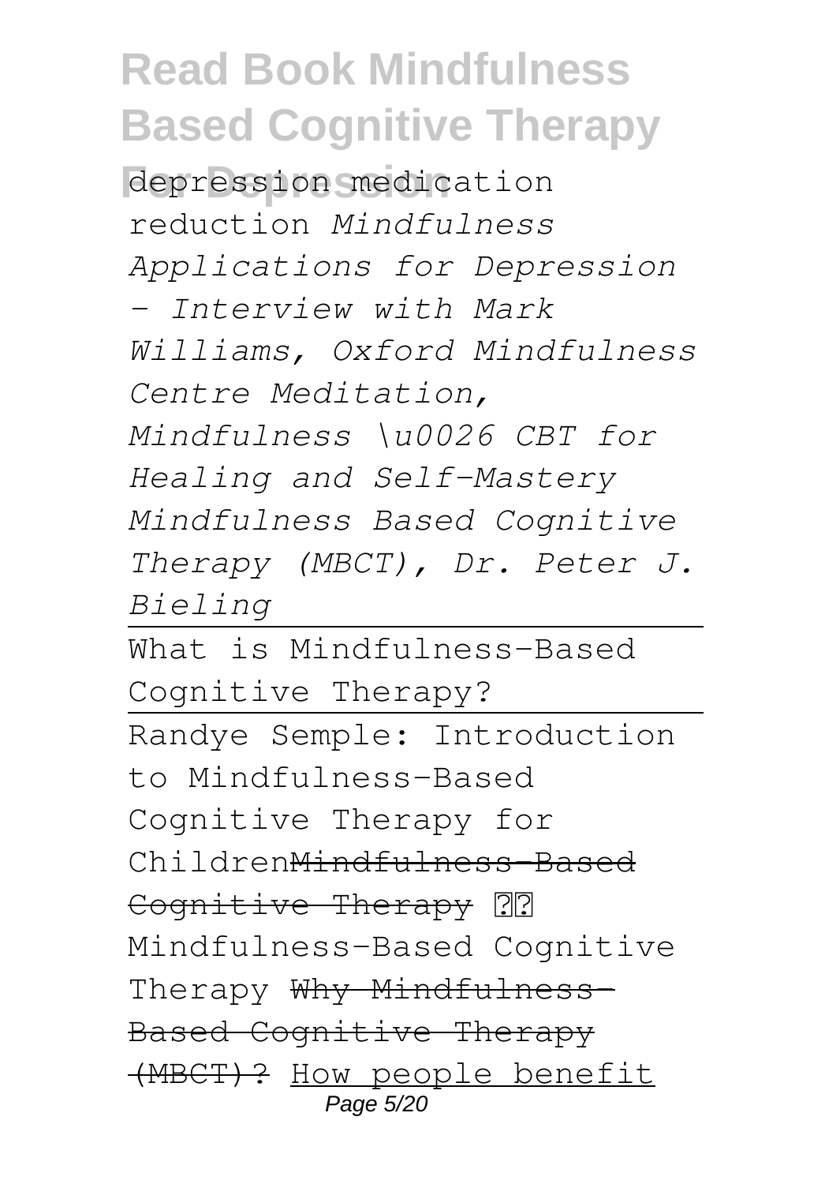depression medication reduction *Mindfulness Applications for Depression - Interview with Mark Williams, Oxford Mindfulness Centre Meditation, Mindfulness \u0026 CBT for Healing and Self-Mastery Mindfulness Based Cognitive Therapy (MBCT), Dr. Peter J. Bieling*

What is Mindfulness-Based Cognitive Therapy?

Randye Semple: Introduction to Mindfulness-Based Cognitive Therapy for Children~~Mindfulness-Based Cognitive Therapy~~ ?? Mindfulness-Based Cognitive Therapy ~~Why Mindfulness-Based Cognitive Therapy (MBCT)?~~ How people benefit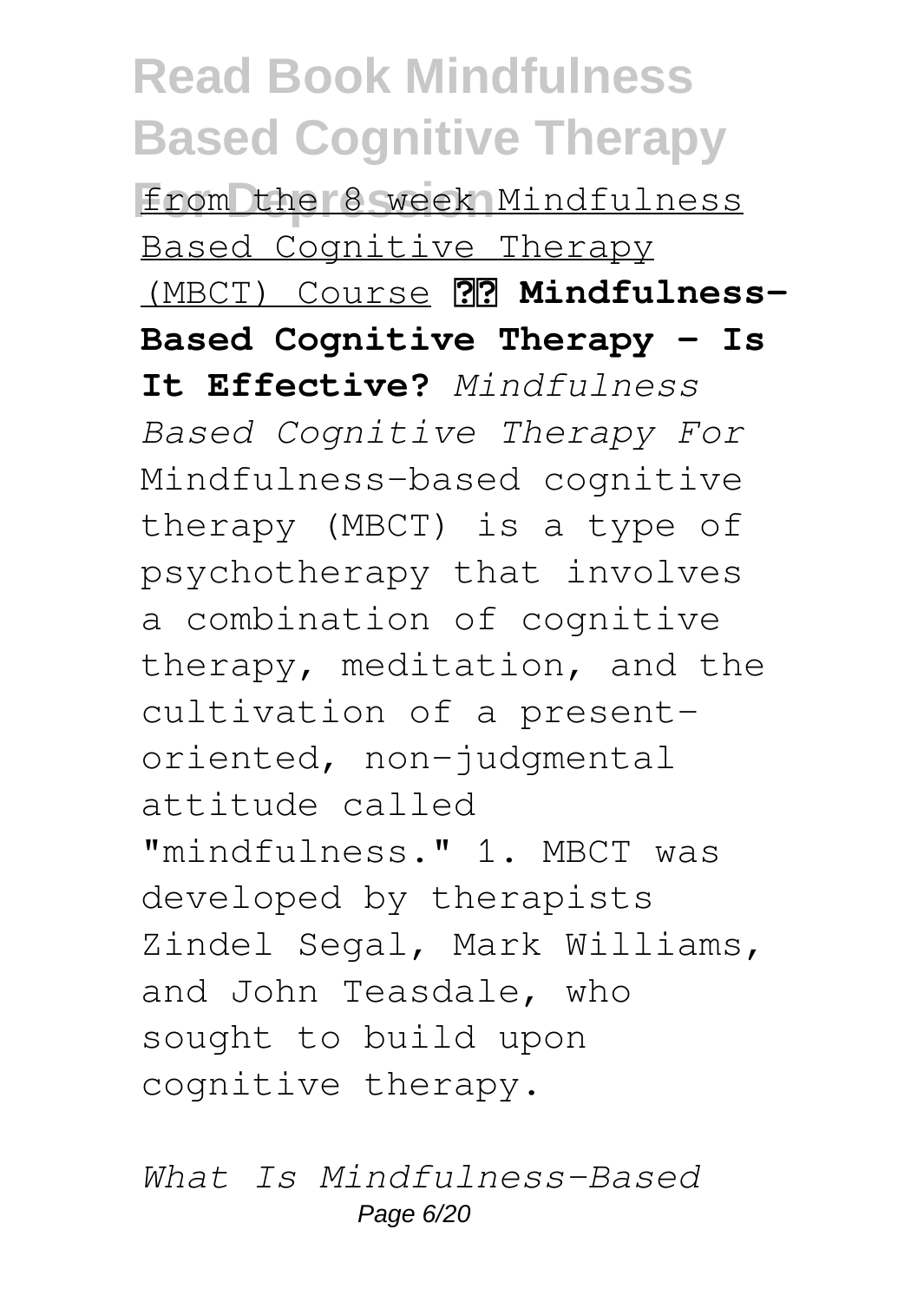from the 8 week Mindfulness Based Cognitive Therapy (MBCT) Course **?? Mindfulness-Based Cognitive Therapy - Is It Effective?** *Mindfulness Based Cognitive Therapy For* Mindfulness-based cognitive therapy (MBCT) is a type of psychotherapy that involves a combination of cognitive therapy, meditation, and the cultivation of a present-oriented, non-judgmental attitude called "mindfulness." 1. MBCT was developed by therapists Zindel Segal, Mark Williams, and John Teasdale, who sought to build upon cognitive therapy.

*What Is Mindfulness-Based*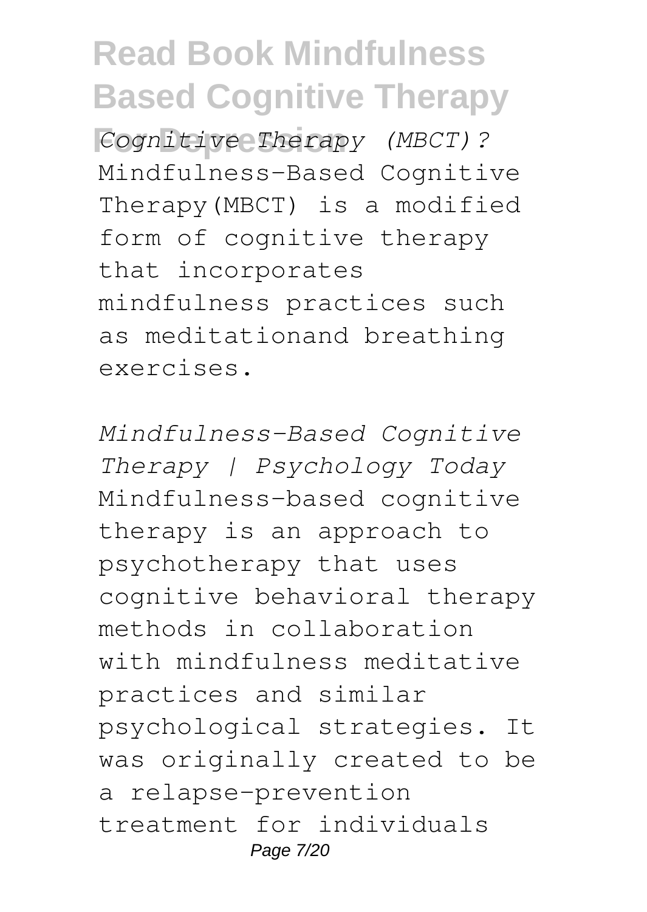*Cognitive Therapy (MBCT)?* Mindfulness-Based Cognitive Therapy(MBCT) is a modified form of cognitive therapy that incorporates mindfulness practices such as meditationand breathing exercises.

*Mindfulness-Based Cognitive Therapy | Psychology Today* Mindfulness-based cognitive therapy is an approach to psychotherapy that uses cognitive behavioral therapy methods in collaboration with mindfulness meditative practices and similar psychological strategies. It was originally created to be a relapse-prevention treatment for individuals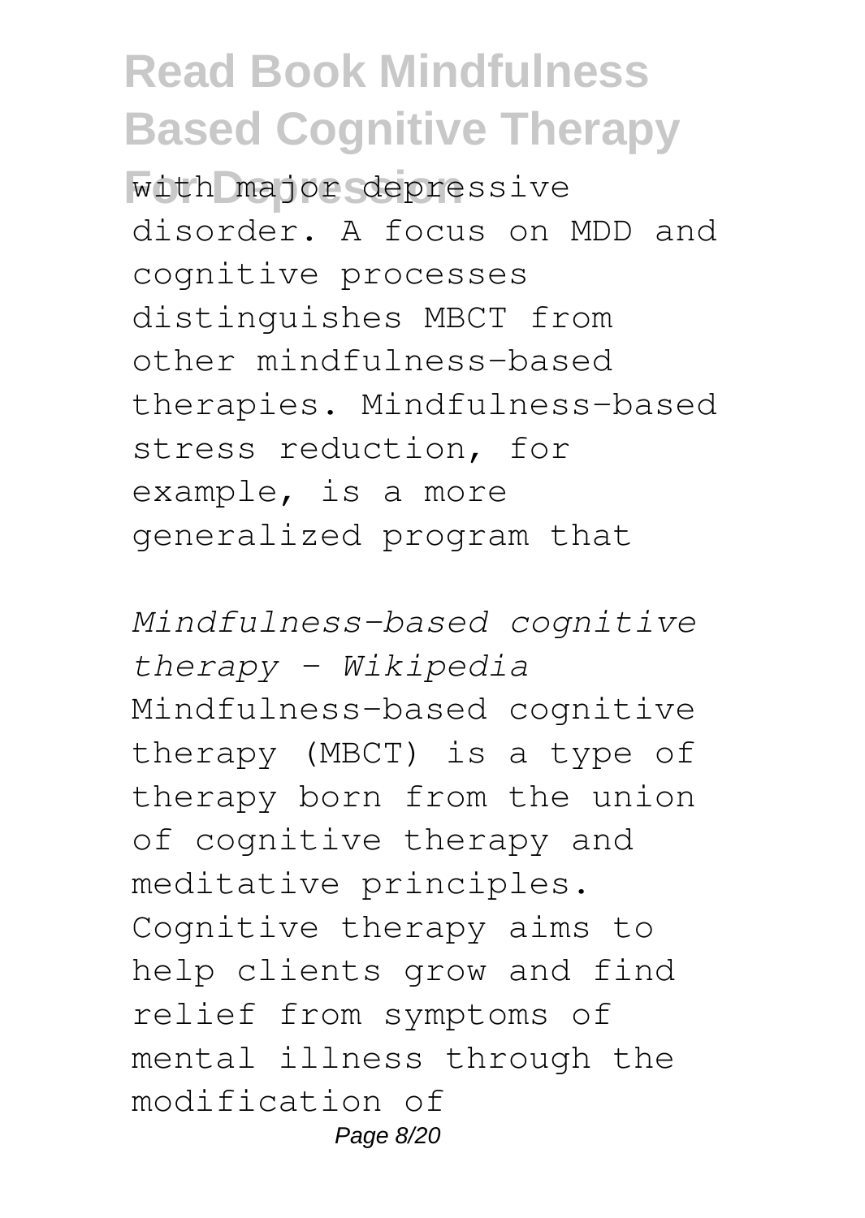with major depressive disorder. A focus on MDD and cognitive processes distinguishes MBCT from other mindfulness-based therapies. Mindfulness-based stress reduction, for example, is a more generalized program that

*Mindfulness-based cognitive therapy - Wikipedia*

Mindfulness-based cognitive therapy (MBCT) is a type of therapy born from the union of cognitive therapy and meditative principles. Cognitive therapy aims to help clients grow and find relief from symptoms of mental illness through the modification of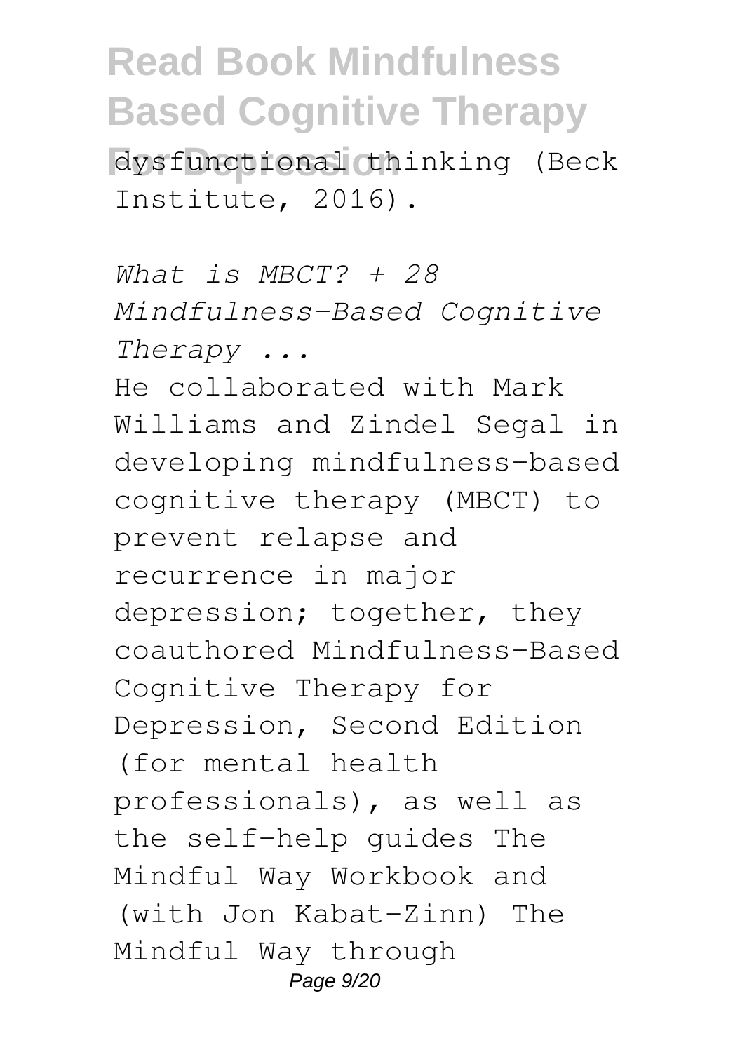dysfunctional thinking (Beck Institute, 2016).

*What is MBCT? + 28 Mindfulness-Based Cognitive Therapy ...*

He collaborated with Mark Williams and Zindel Segal in developing mindfulness-based cognitive therapy (MBCT) to prevent relapse and recurrence in major depression; together, they coauthored Mindfulness-Based Cognitive Therapy for Depression, Second Edition (for mental health professionals), as well as the self-help guides The Mindful Way Workbook and (with Jon Kabat-Zinn) The Mindful Way through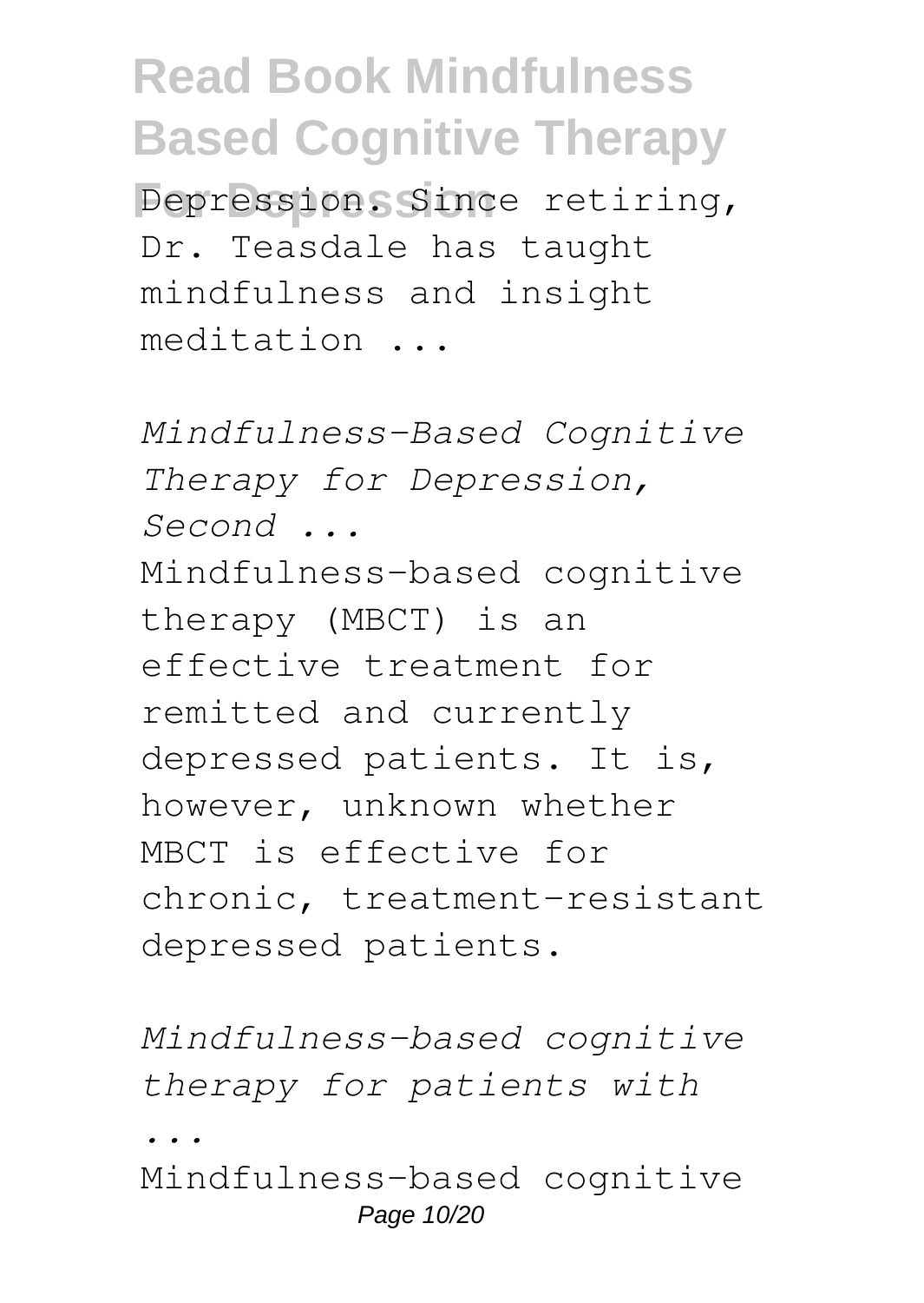Depression. Since retiring, Dr. Teasdale has taught mindfulness and insight meditation ...

*Mindfulness-Based Cognitive Therapy for Depression, Second ...*

Mindfulness-based cognitive therapy (MBCT) is an effective treatment for remitted and currently depressed patients. It is, however, unknown whether MBCT is effective for chronic, treatment-resistant depressed patients.

*Mindfulness-based cognitive therapy for patients with ...*

Mindfulness-based cognitive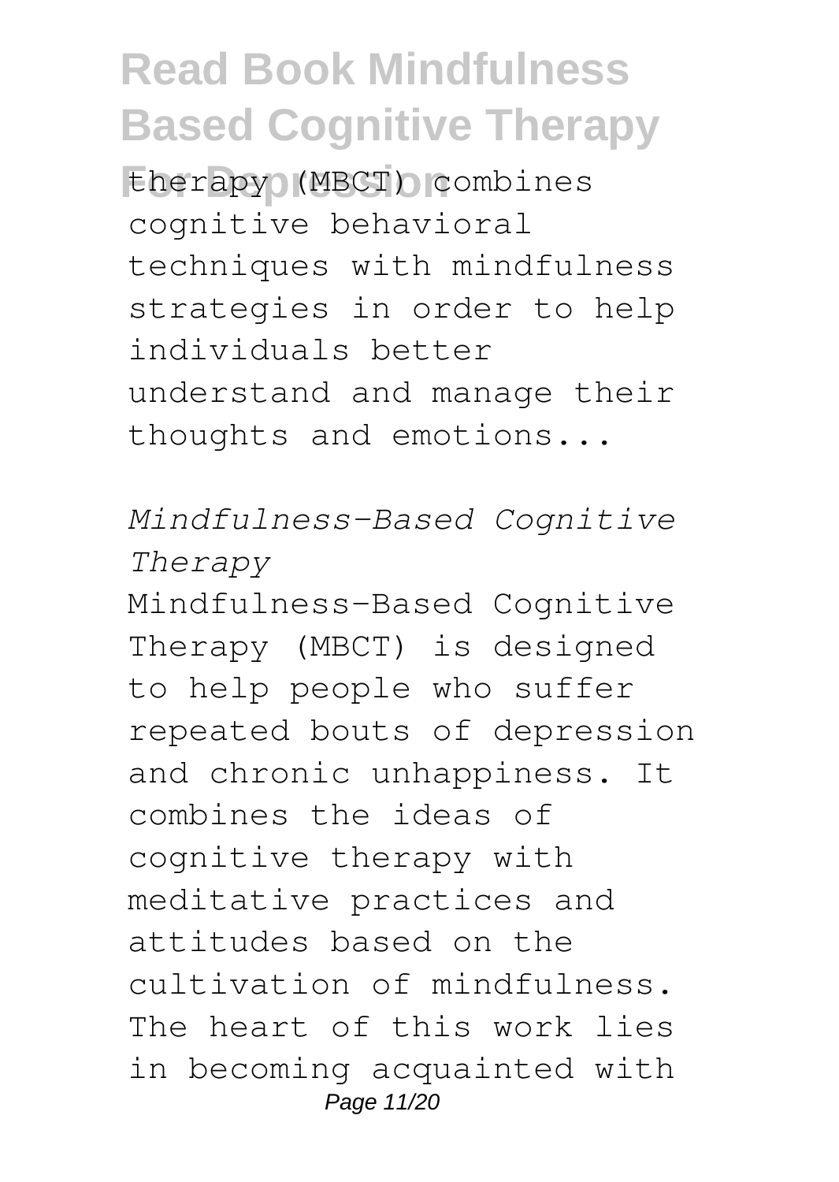therapy (MBCT) combines cognitive behavioral techniques with mindfulness strategies in order to help individuals better understand and manage their thoughts and emotions...

*Mindfulness-Based Cognitive Therapy*

Mindfulness-Based Cognitive Therapy (MBCT) is designed to help people who suffer repeated bouts of depression and chronic unhappiness. It combines the ideas of cognitive therapy with meditative practices and attitudes based on the cultivation of mindfulness. The heart of this work lies in becoming acquainted with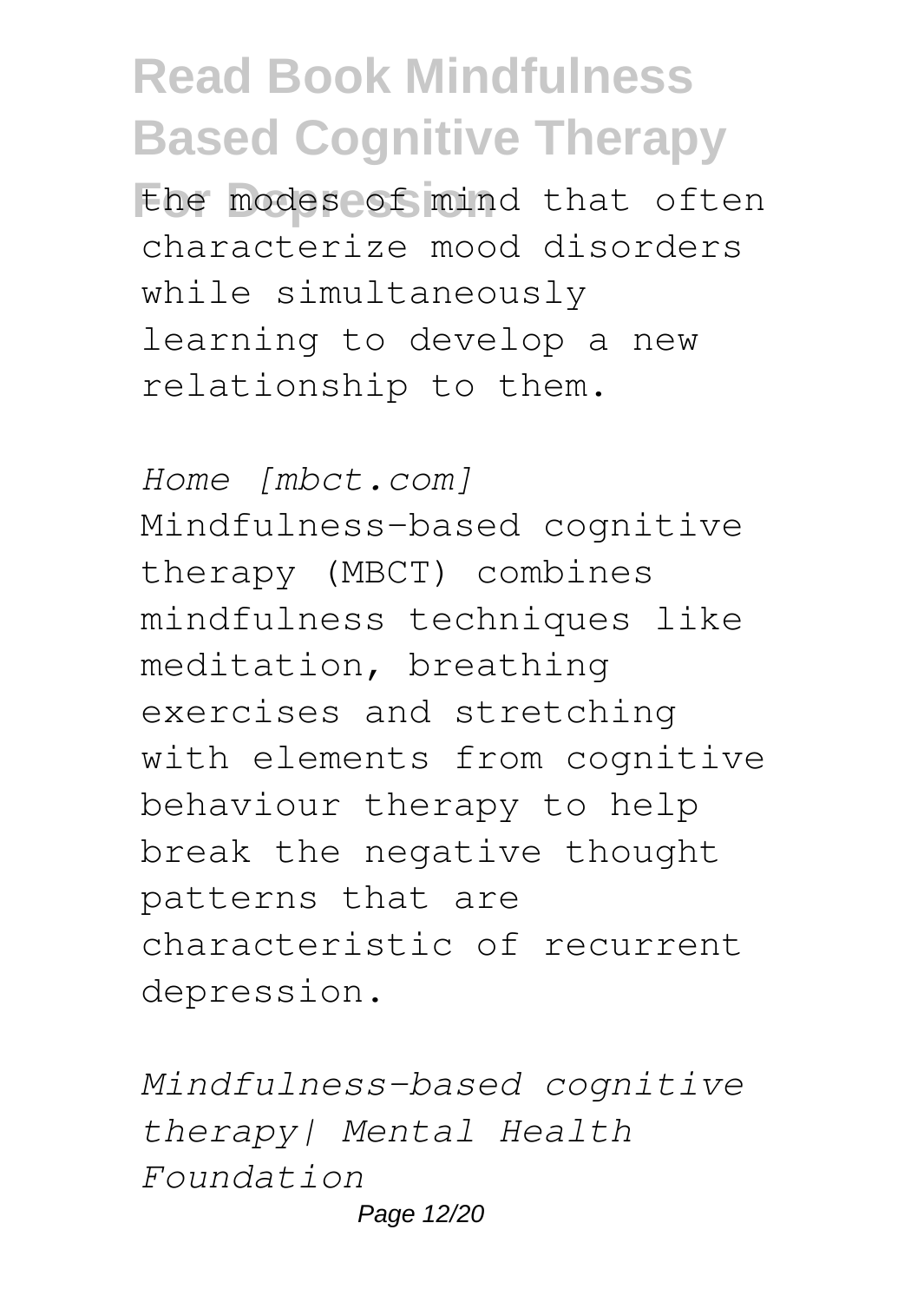the modes of mind that often characterize mood disorders while simultaneously learning to develop a new relationship to them.

*Home [mbct.com]*

Mindfulness-based cognitive therapy (MBCT) combines mindfulness techniques like meditation, breathing exercises and stretching with elements from cognitive behaviour therapy to help break the negative thought patterns that are characteristic of recurrent depression.

*Mindfulness-based cognitive therapy| Mental Health Foundation*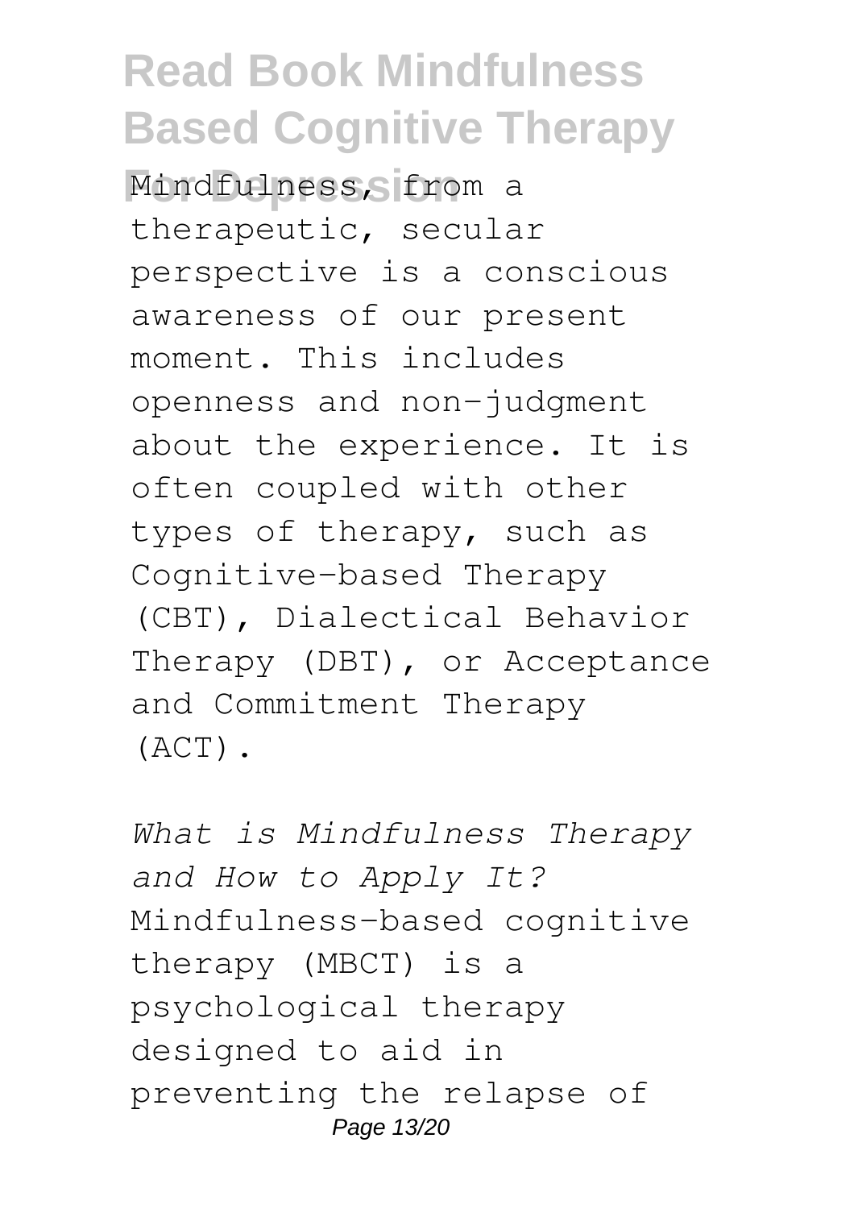Mindfulness, from a therapeutic, secular perspective is a conscious awareness of our present moment. This includes openness and non-judgment about the experience. It is often coupled with other types of therapy, such as Cognitive-based Therapy (CBT), Dialectical Behavior Therapy (DBT), or Acceptance and Commitment Therapy (ACT).

*What is Mindfulness Therapy and How to Apply It?*

Mindfulness-based cognitive therapy (MBCT) is a psychological therapy designed to aid in preventing the relapse of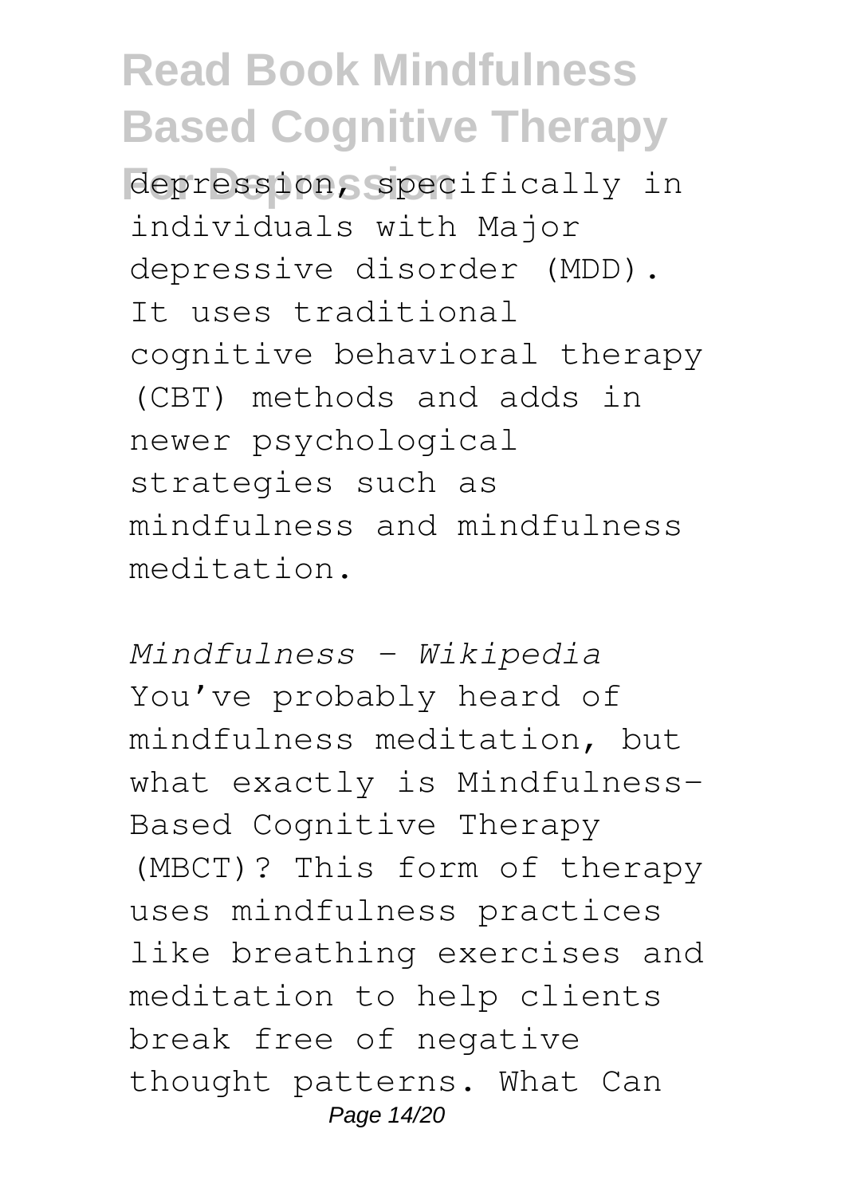depression, specifically in individuals with Major depressive disorder (MDD). It uses traditional cognitive behavioral therapy (CBT) methods and adds in newer psychological strategies such as mindfulness and mindfulness meditation.

*Mindfulness - Wikipedia*

You've probably heard of mindfulness meditation, but what exactly is Mindfulness-Based Cognitive Therapy (MBCT)? This form of therapy uses mindfulness practices like breathing exercises and meditation to help clients break free of negative thought patterns. What Can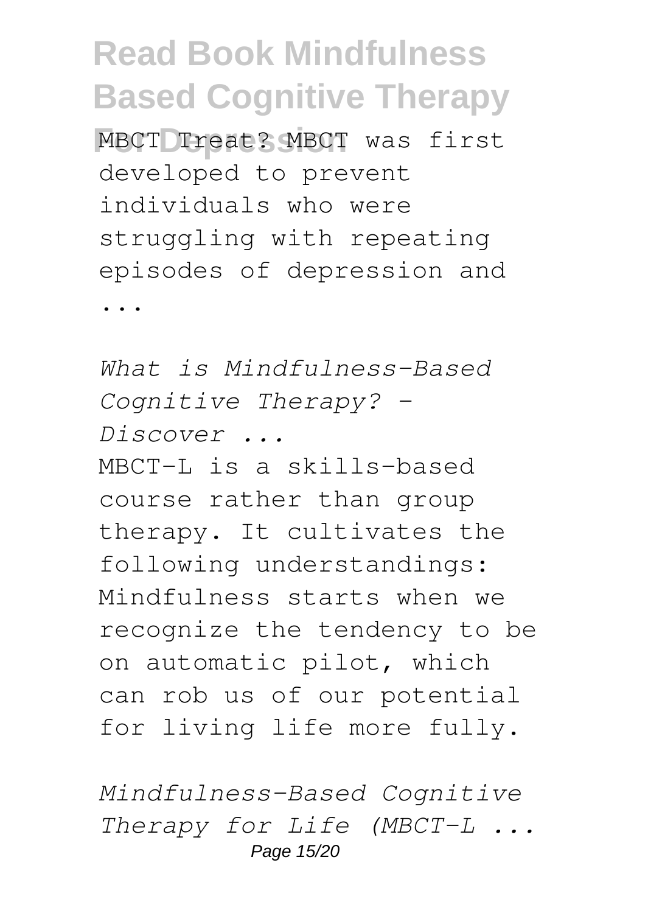MBCT Treat? MBCT was first developed to prevent individuals who were struggling with repeating episodes of depression and ...

*What is Mindfulness-Based Cognitive Therapy? - Discover ...*

MBCT-L is a skills-based course rather than group therapy. It cultivates the following understandings: Mindfulness starts when we recognize the tendency to be on automatic pilot, which can rob us of our potential for living life more fully.

*Mindfulness-Based Cognitive Therapy for Life (MBCT-L ...*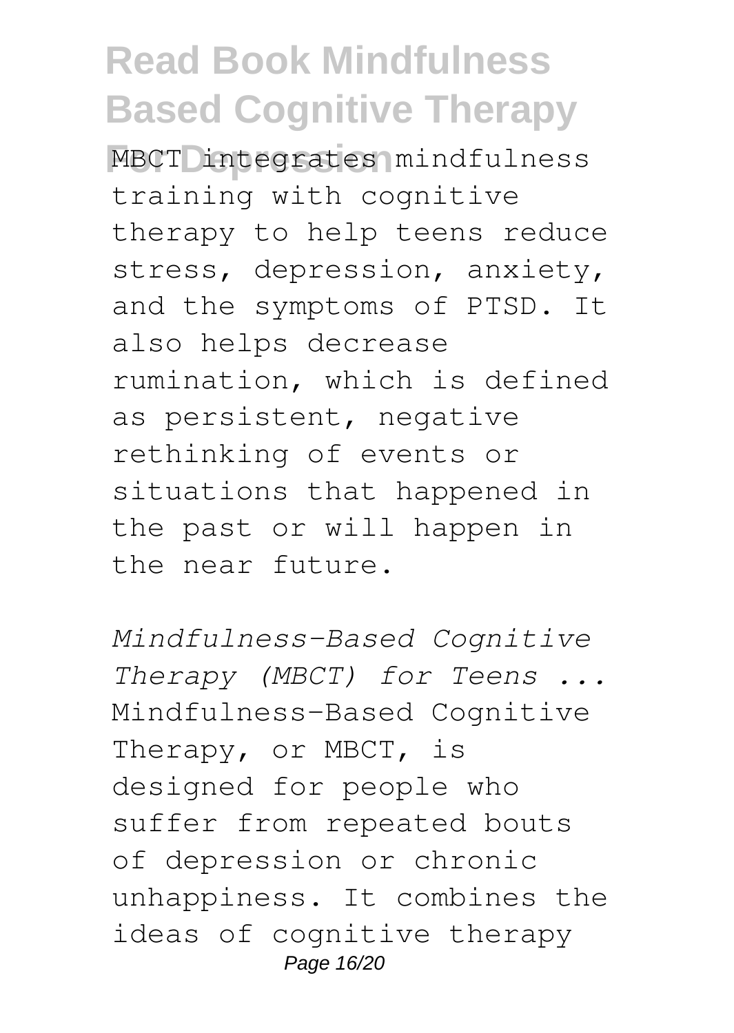MBCT integrates mindfulness training with cognitive therapy to help teens reduce stress, depression, anxiety, and the symptoms of PTSD. It also helps decrease rumination, which is defined as persistent, negative rethinking of events or situations that happened in the past or will happen in the near future.

*Mindfulness-Based Cognitive Therapy (MBCT) for Teens ...*

Mindfulness-Based Cognitive Therapy, or MBCT, is designed for people who suffer from repeated bouts of depression or chronic unhappiness. It combines the ideas of cognitive therapy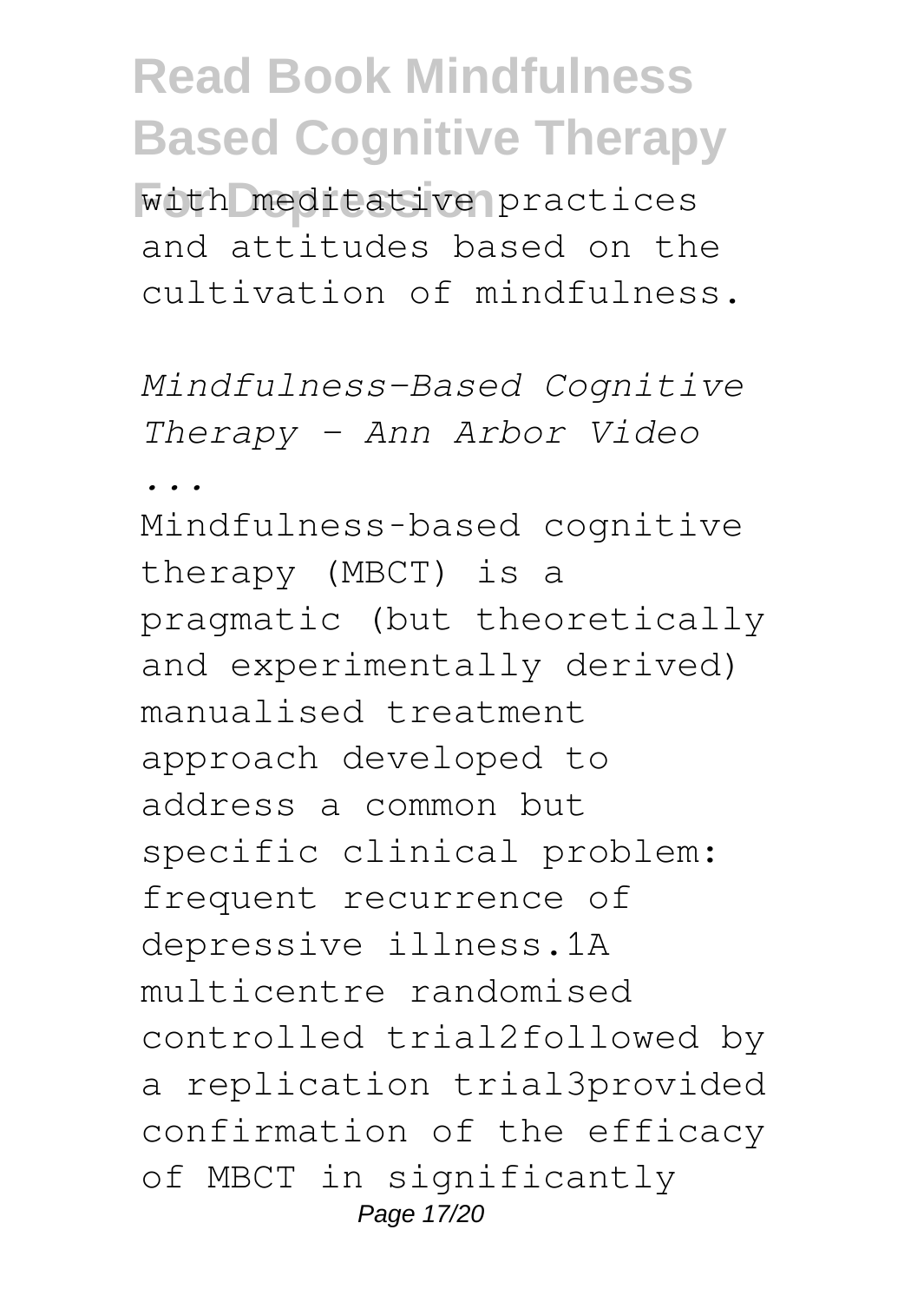with meditative practices and attitudes based on the cultivation of mindfulness.

*Mindfulness-Based Cognitive Therapy - Ann Arbor Video ...*

Mindfulness-based cognitive therapy (MBCT) is a pragmatic (but theoretically and experimentally derived) manualised treatment approach developed to address a common but specific clinical problem: frequent recurrence of depressive illness.[1] A multicentre randomised controlled trial[2] followed by a replication trial[3] provided confirmation of the efficacy of MBCT in significantly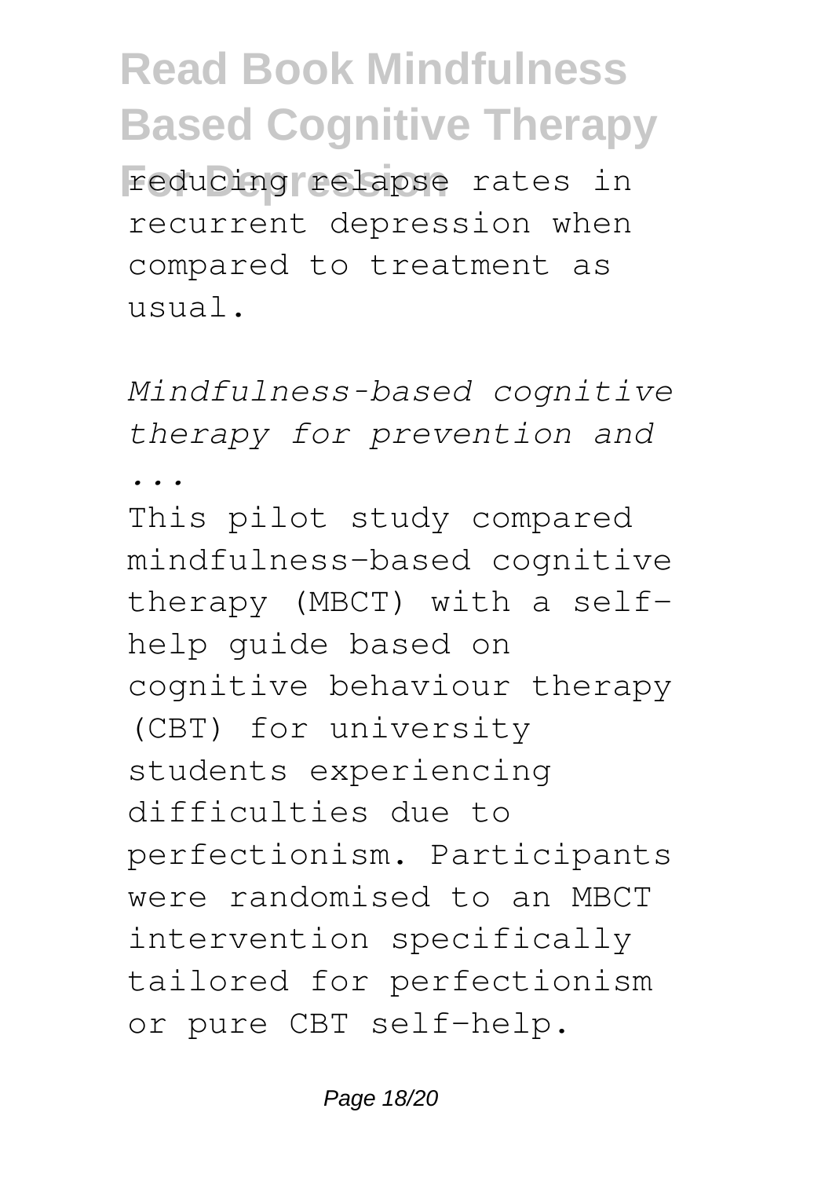reducing relapse rates in recurrent depression when compared to treatment as usual.

*Mindfulness-based cognitive therapy for prevention and ...*

This pilot study compared mindfulness-based cognitive therapy (MBCT) with a self-help guide based on cognitive behaviour therapy (CBT) for university students experiencing difficulties due to perfectionism. Participants were randomised to an MBCT intervention specifically tailored for perfectionism or pure CBT self-help.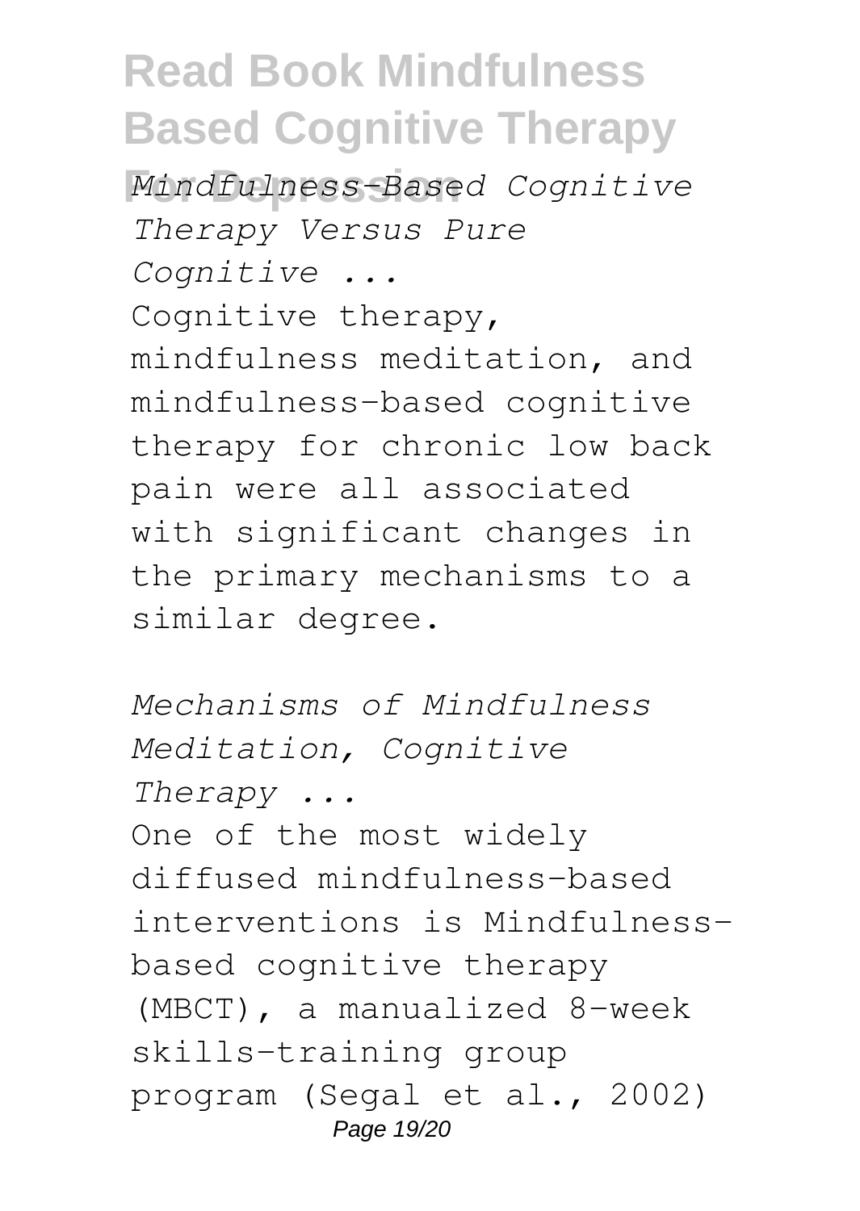*Mindfulness-Based Cognitive Therapy Versus Pure Cognitive ...*

Cognitive therapy, mindfulness meditation, and mindfulness-based cognitive therapy for chronic low back pain were all associated with significant changes in the primary mechanisms to a similar degree.

*Mechanisms of Mindfulness Meditation, Cognitive Therapy ...*

One of the most widely diffused mindfulness-based interventions is Mindfulness-based cognitive therapy (MBCT), a manualized 8-week skills-training group program (Segal et al., 2002)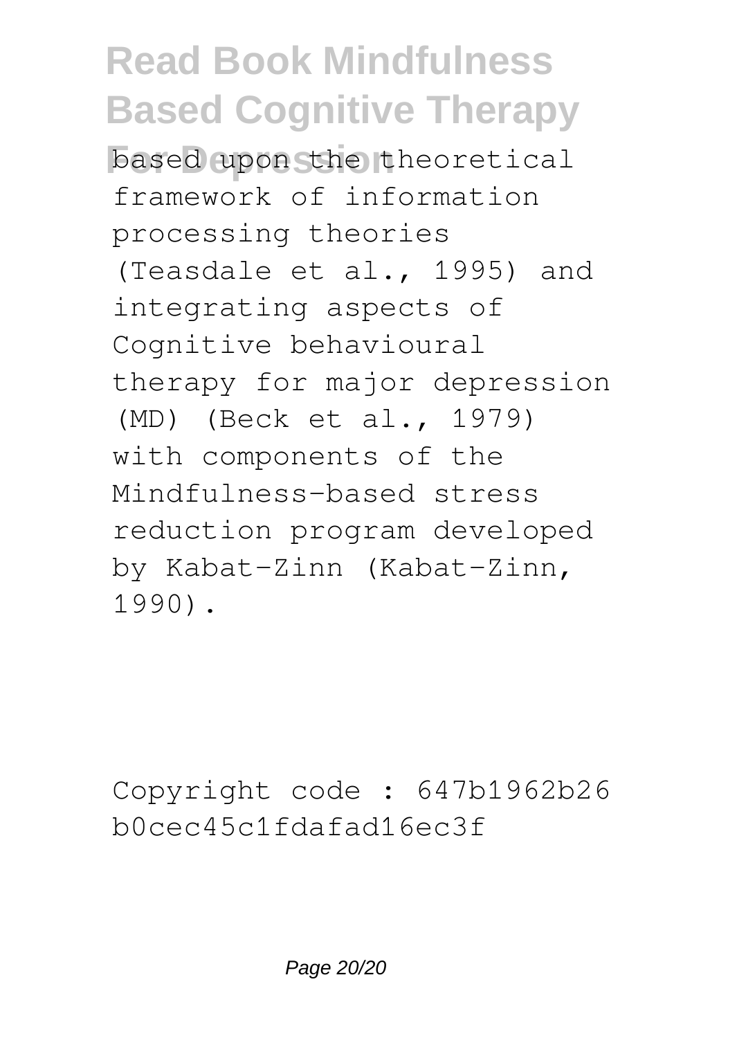based upon the theoretical framework of information processing theories (Teasdale et al., 1995) and integrating aspects of Cognitive behavioural therapy for major depression (MD) (Beck et al., 1979) with components of the Mindfulness-based stress reduction program developed by Kabat-Zinn (Kabat-Zinn, 1990).

Copyright code : 647b1962b26b0cec45c1fdafad16ec3f